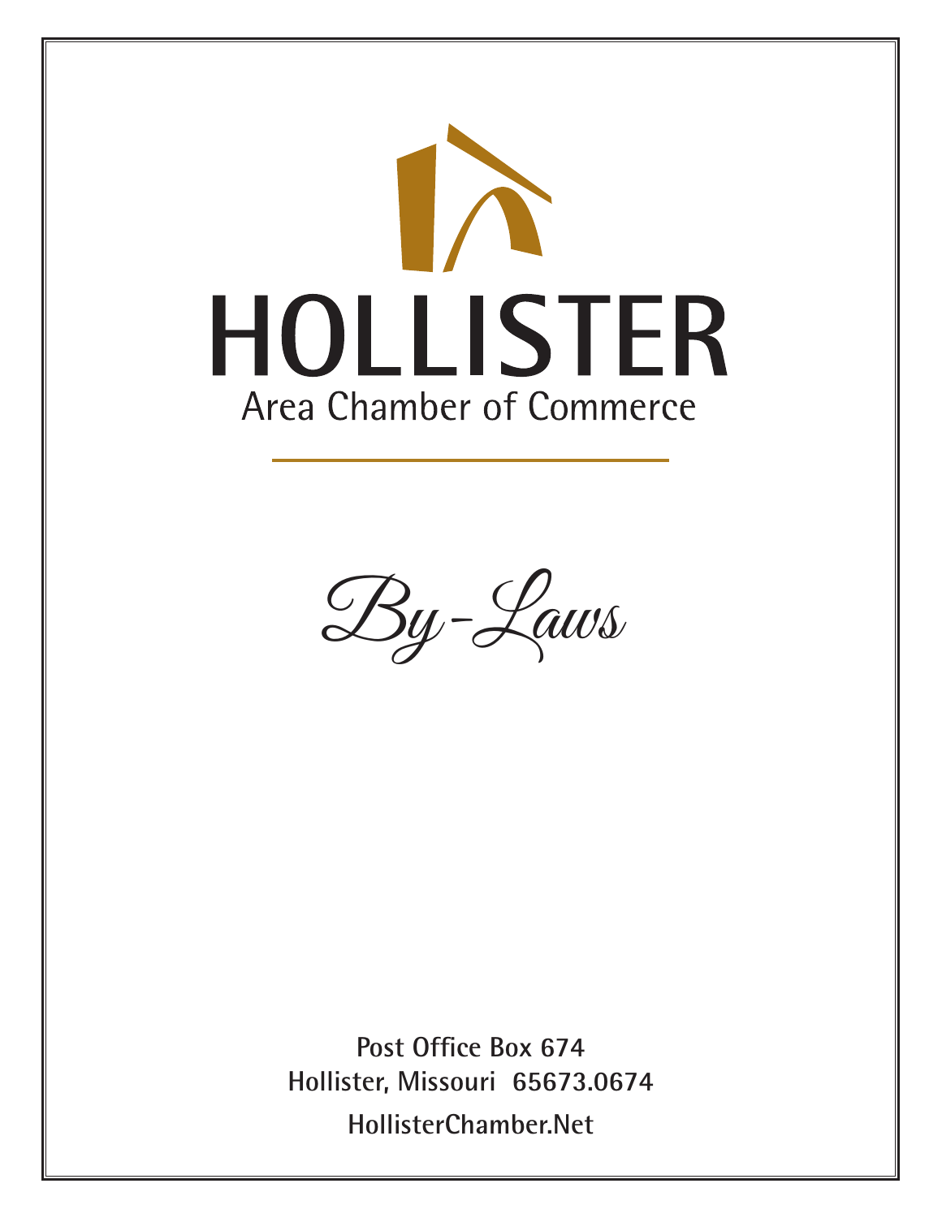# HOLLISTER

## Area Chamber of Commerce

*By-Laws*

**Post Office Box 674**
**Hollister, Missouri 65673.0674**
**HollisterChamber.Net**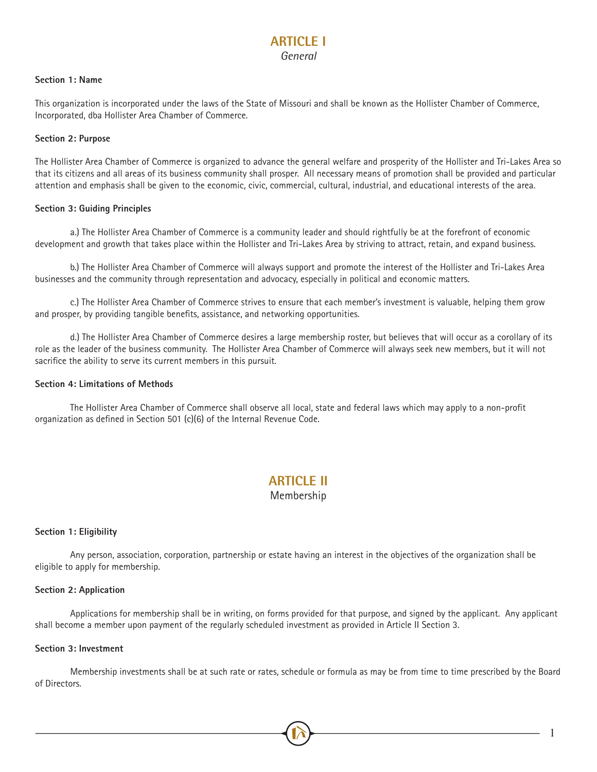# ARTICLE I

*General*

**Section 1: Name**

This organization is incorporated under the laws of the State of Missouri and shall be known as the Hollister Chamber of Commerce, Incorporated, dba Hollister Area Chamber of Commerce.

**Section 2: Purpose**

The Hollister Area Chamber of Commerce is organized to advance the general welfare and prosperity of the Hollister and Tri-Lakes Area so that its citizens and all areas of its business community shall prosper. All necessary means of promotion shall be provided and particular attention and emphasis shall be given to the economic, civic, commercial, cultural, industrial, and educational interests of the area.

**Section 3: Guiding Principles**

a.) The Hollister Area Chamber of Commerce is a community leader and should rightfully be at the forefront of economic development and growth that takes place within the Hollister and Tri-Lakes Area by striving to attract, retain, and expand business.

b.) The Hollister Area Chamber of Commerce will always support and promote the interest of the Hollister and Tri-Lakes Area businesses and the community through representation and advocacy, especially in political and economic matters.

c.) The Hollister Area Chamber of Commerce strives to ensure that each member's investment is valuable, helping them grow and prosper, by providing tangible benefits, assistance, and networking opportunities.

d.) The Hollister Area Chamber of Commerce desires a large membership roster, but believes that will occur as a corollary of its role as the leader of the business community. The Hollister Area Chamber of Commerce will always seek new members, but it will not sacrifice the ability to serve its current members in this pursuit.

**Section 4: Limitations of Methods**

The Hollister Area Chamber of Commerce shall observe all local, state and federal laws which may apply to a non-profit organization as defined in Section 501 (c)(6) of the Internal Revenue Code.

# ARTICLE II

Membership

**Section 1: Eligibility**

Any person, association, corporation, partnership or estate having an interest in the objectives of the organization shall be eligible to apply for membership.

**Section 2: Application**

Applications for membership shall be in writing, on forms provided for that purpose, and signed by the applicant. Any applicant shall become a member upon payment of the regularly scheduled investment as provided in Article II Section 3.

**Section 3: Investment**

Membership investments shall be at such rate or rates, schedule or formula as may be from time to time prescribed by the Board of Directors.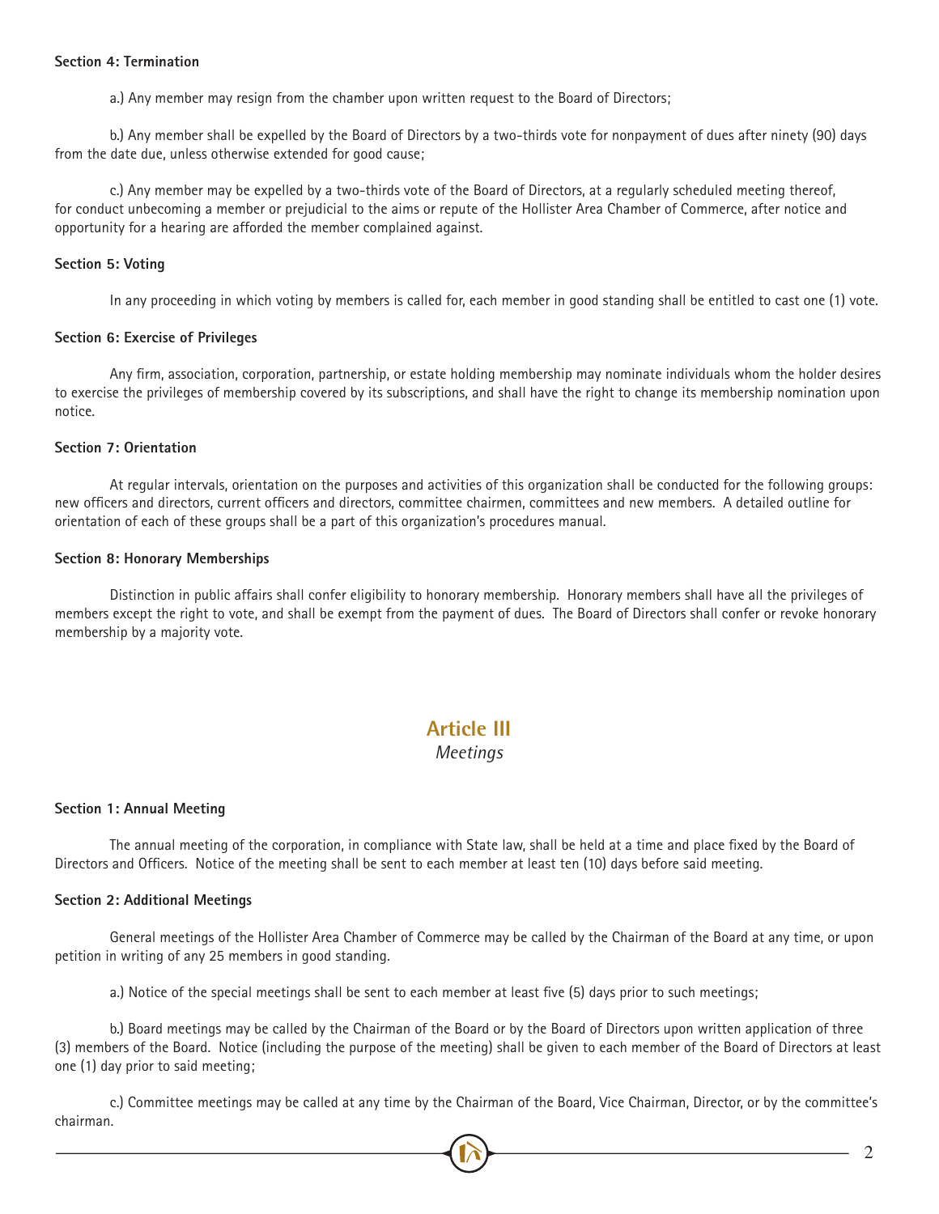**Section 4: Termination**

a.) Any member may resign from the chamber upon written request to the Board of Directors;

b.) Any member shall be expelled by the Board of Directors by a two-thirds vote for nonpayment of dues after ninety (90) days from the date due, unless otherwise extended for good cause;

c.) Any member may be expelled by a two-thirds vote of the Board of Directors, at a regularly scheduled meeting thereof, for conduct unbecoming a member or prejudicial to the aims or repute of the Hollister Area Chamber of Commerce, after notice and opportunity for a hearing are afforded the member complained against.

**Section 5: Voting**

In any proceeding in which voting by members is called for, each member in good standing shall be entitled to cast one (1) vote.

**Section 6: Exercise of Privileges**

Any firm, association, corporation, partnership, or estate holding membership may nominate individuals whom the holder desires to exercise the privileges of membership covered by its subscriptions, and shall have the right to change its membership nomination upon notice.

**Section 7: Orientation**

At regular intervals, orientation on the purposes and activities of this organization shall be conducted for the following groups: new officers and directors, current officers and directors, committee chairmen, committees and new members. A detailed outline for orientation of each of these groups shall be a part of this organization's procedures manual.

**Section 8: Honorary Memberships**

Distinction in public affairs shall confer eligibility to honorary membership. Honorary members shall have all the privileges of members except the right to vote, and shall be exempt from the payment of dues. The Board of Directors shall confer or revoke honorary membership by a majority vote.

## Article III
*Meetings*

**Section 1: Annual Meeting**

The annual meeting of the corporation, in compliance with State law, shall be held at a time and place fixed by the Board of Directors and Officers. Notice of the meeting shall be sent to each member at least ten (10) days before said meeting.

**Section 2: Additional Meetings**

General meetings of the Hollister Area Chamber of Commerce may be called by the Chairman of the Board at any time, or upon petition in writing of any 25 members in good standing.

a.) Notice of the special meetings shall be sent to each member at least five (5) days prior to such meetings;

b.) Board meetings may be called by the Chairman of the Board or by the Board of Directors upon written application of three (3) members of the Board. Notice (including the purpose of the meeting) shall be given to each member of the Board of Directors at least one (1) day prior to said meeting;

c.) Committee meetings may be called at any time by the Chairman of the Board, Vice Chairman, Director, or by the committee's chairman.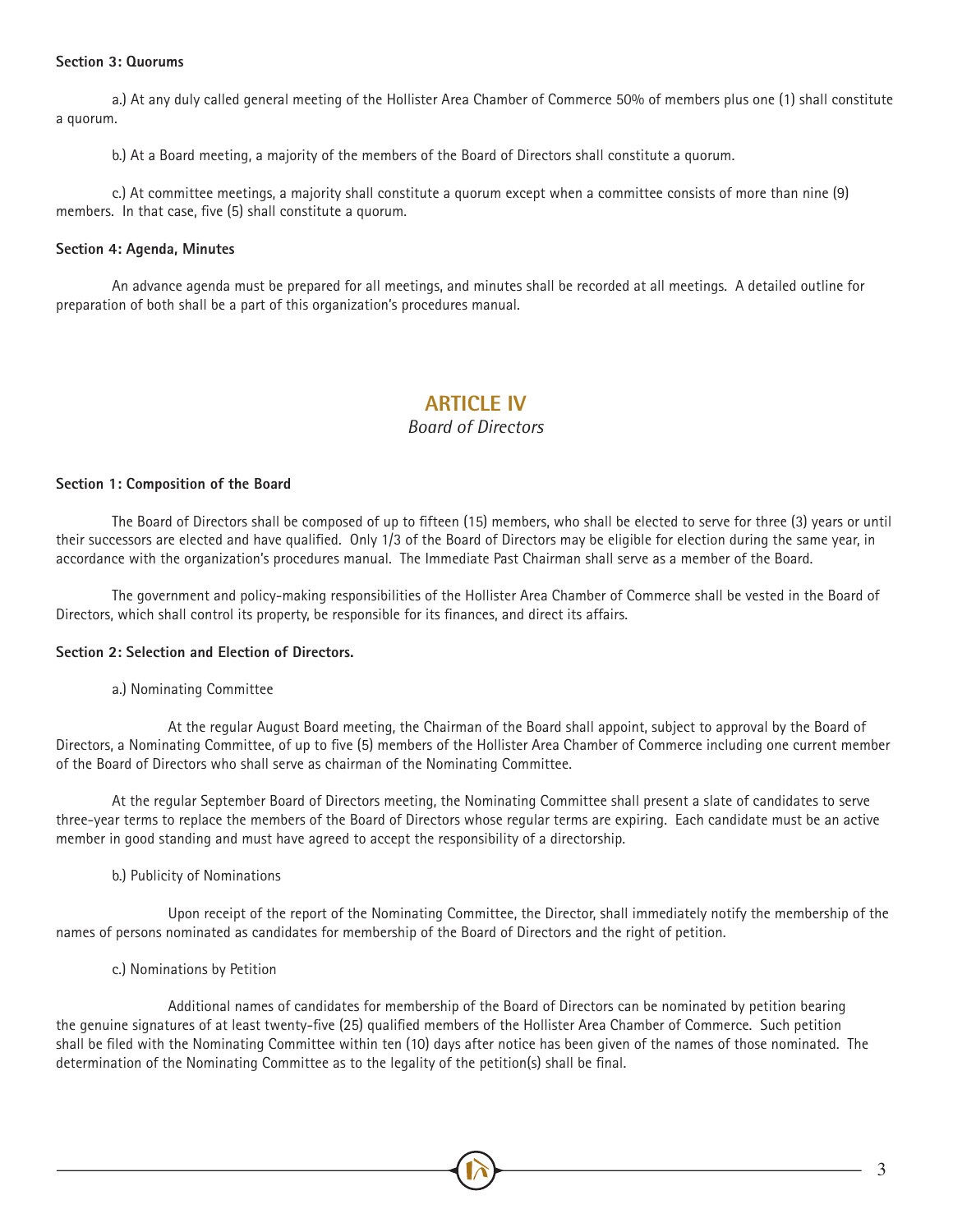**Section 3: Quorums**

a.) At any duly called general meeting of the Hollister Area Chamber of Commerce 50% of members plus one (1) shall constitute a quorum.

b.) At a Board meeting, a majority of the members of the Board of Directors shall constitute a quorum.

c.) At committee meetings, a majority shall constitute a quorum except when a committee consists of more than nine (9) members. In that case, five (5) shall constitute a quorum.

**Section 4: Agenda, Minutes**

An advance agenda must be prepared for all meetings, and minutes shall be recorded at all meetings. A detailed outline for preparation of both shall be a part of this organization's procedures manual.

## ARTICLE IV

*Board of Directors*

**Section 1: Composition of the Board**

The Board of Directors shall be composed of up to fifteen (15) members, who shall be elected to serve for three (3) years or until their successors are elected and have qualified. Only 1/3 of the Board of Directors may be eligible for election during the same year, in accordance with the organization's procedures manual. The Immediate Past Chairman shall serve as a member of the Board.

The government and policy-making responsibilities of the Hollister Area Chamber of Commerce shall be vested in the Board of Directors, which shall control its property, be responsible for its finances, and direct its affairs.

**Section 2: Selection and Election of Directors.**

a.) Nominating Committee

At the regular August Board meeting, the Chairman of the Board shall appoint, subject to approval by the Board of Directors, a Nominating Committee, of up to five (5) members of the Hollister Area Chamber of Commerce including one current member of the Board of Directors who shall serve as chairman of the Nominating Committee.

At the regular September Board of Directors meeting, the Nominating Committee shall present a slate of candidates to serve three-year terms to replace the members of the Board of Directors whose regular terms are expiring. Each candidate must be an active member in good standing and must have agreed to accept the responsibility of a directorship.

b.) Publicity of Nominations

Upon receipt of the report of the Nominating Committee, the Director, shall immediately notify the membership of the names of persons nominated as candidates for membership of the Board of Directors and the right of petition.

c.) Nominations by Petition

Additional names of candidates for membership of the Board of Directors can be nominated by petition bearing the genuine signatures of at least twenty-five (25) qualified members of the Hollister Area Chamber of Commerce. Such petition shall be filed with the Nominating Committee within ten (10) days after notice has been given of the names of those nominated. The determination of the Nominating Committee as to the legality of the petition(s) shall be final.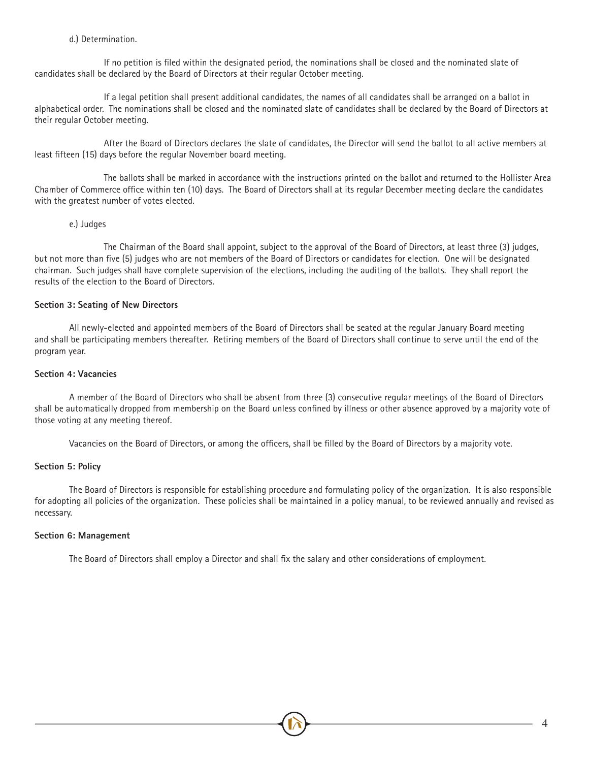d.) Determination.

If no petition is filed within the designated period, the nominations shall be closed and the nominated slate of candidates shall be declared by the Board of Directors at their regular October meeting.

If a legal petition shall present additional candidates, the names of all candidates shall be arranged on a ballot in alphabetical order. The nominations shall be closed and the nominated slate of candidates shall be declared by the Board of Directors at their regular October meeting.

After the Board of Directors declares the slate of candidates, the Director will send the ballot to all active members at least fifteen (15) days before the regular November board meeting.

The ballots shall be marked in accordance with the instructions printed on the ballot and returned to the Hollister Area Chamber of Commerce office within ten (10) days. The Board of Directors shall at its regular December meeting declare the candidates with the greatest number of votes elected.

e.) Judges

The Chairman of the Board shall appoint, subject to the approval of the Board of Directors, at least three (3) judges, but not more than five (5) judges who are not members of the Board of Directors or candidates for election. One will be designated chairman. Such judges shall have complete supervision of the elections, including the auditing of the ballots. They shall report the results of the election to the Board of Directors.

**Section 3: Seating of New Directors**

All newly-elected and appointed members of the Board of Directors shall be seated at the regular January Board meeting and shall be participating members thereafter. Retiring members of the Board of Directors shall continue to serve until the end of the program year.

**Section 4: Vacancies**

A member of the Board of Directors who shall be absent from three (3) consecutive regular meetings of the Board of Directors shall be automatically dropped from membership on the Board unless confined by illness or other absence approved by a majority vote of those voting at any meeting thereof.

Vacancies on the Board of Directors, or among the officers, shall be filled by the Board of Directors by a majority vote.

**Section 5: Policy**

The Board of Directors is responsible for establishing procedure and formulating policy of the organization. It is also responsible for adopting all policies of the organization. These policies shall be maintained in a policy manual, to be reviewed annually and revised as necessary.

**Section 6: Management**

The Board of Directors shall employ a Director and shall fix the salary and other considerations of employment.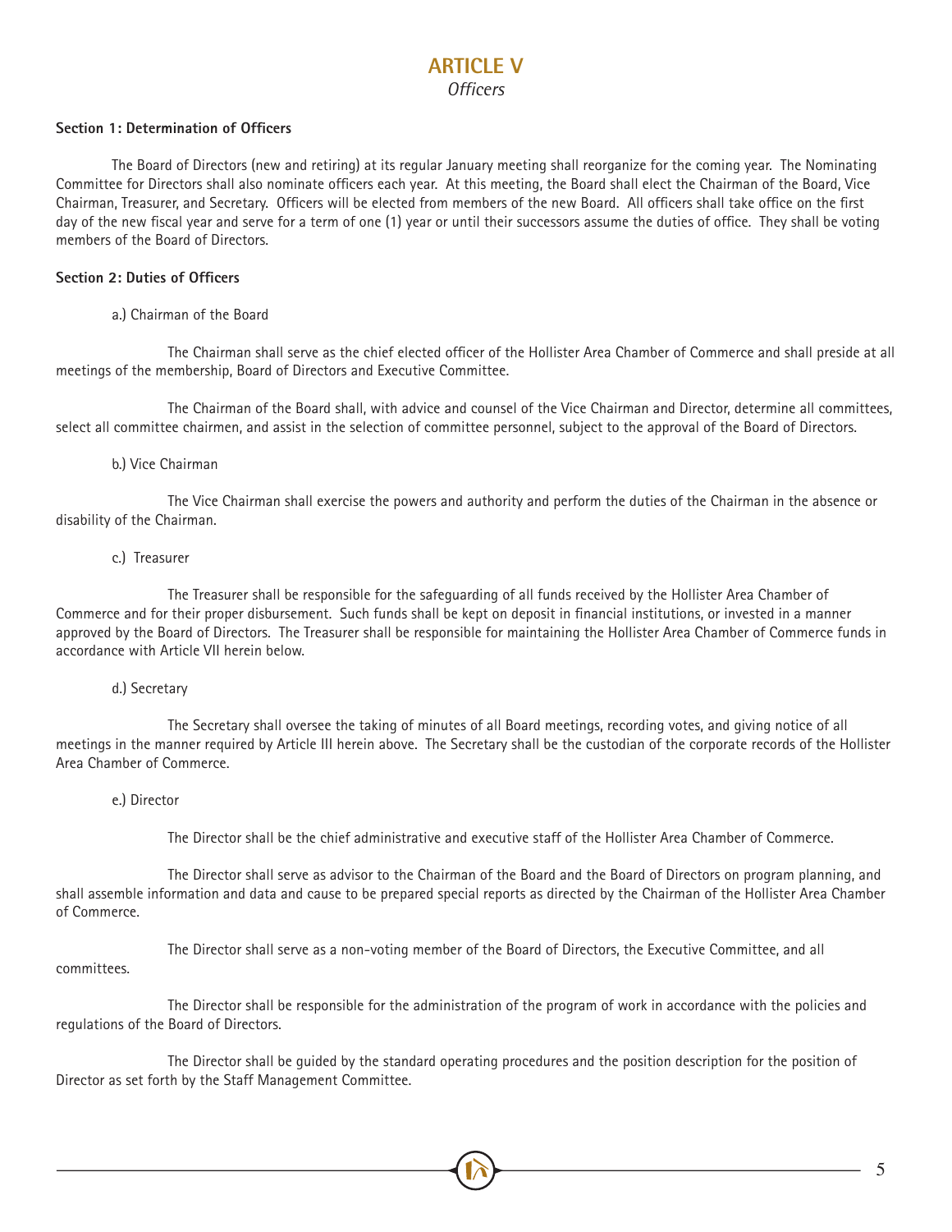# ARTICLE V

*Officers*

**Section 1: Determination of Officers**

The Board of Directors (new and retiring) at its regular January meeting shall reorganize for the coming year. The Nominating Committee for Directors shall also nominate officers each year. At this meeting, the Board shall elect the Chairman of the Board, Vice Chairman, Treasurer, and Secretary. Officers will be elected from members of the new Board. All officers shall take office on the first day of the new fiscal year and serve for a term of one (1) year or until their successors assume the duties of office. They shall be voting members of the Board of Directors.

**Section 2: Duties of Officers**

a.) Chairman of the Board

The Chairman shall serve as the chief elected officer of the Hollister Area Chamber of Commerce and shall preside at all meetings of the membership, Board of Directors and Executive Committee.

The Chairman of the Board shall, with advice and counsel of the Vice Chairman and Director, determine all committees, select all committee chairmen, and assist in the selection of committee personnel, subject to the approval of the Board of Directors.

b.) Vice Chairman

The Vice Chairman shall exercise the powers and authority and perform the duties of the Chairman in the absence or disability of the Chairman.

c.) Treasurer

The Treasurer shall be responsible for the safeguarding of all funds received by the Hollister Area Chamber of Commerce and for their proper disbursement. Such funds shall be kept on deposit in financial institutions, or invested in a manner approved by the Board of Directors. The Treasurer shall be responsible for maintaining the Hollister Area Chamber of Commerce funds in accordance with Article VII herein below.

d.) Secretary

The Secretary shall oversee the taking of minutes of all Board meetings, recording votes, and giving notice of all meetings in the manner required by Article III herein above. The Secretary shall be the custodian of the corporate records of the Hollister Area Chamber of Commerce.

e.) Director

The Director shall be the chief administrative and executive staff of the Hollister Area Chamber of Commerce.

The Director shall serve as advisor to the Chairman of the Board and the Board of Directors on program planning, and shall assemble information and data and cause to be prepared special reports as directed by the Chairman of the Hollister Area Chamber of Commerce.

The Director shall serve as a non-voting member of the Board of Directors, the Executive Committee, and all committees.

The Director shall be responsible for the administration of the program of work in accordance with the policies and regulations of the Board of Directors.

The Director shall be guided by the standard operating procedures and the position description for the position of Director as set forth by the Staff Management Committee.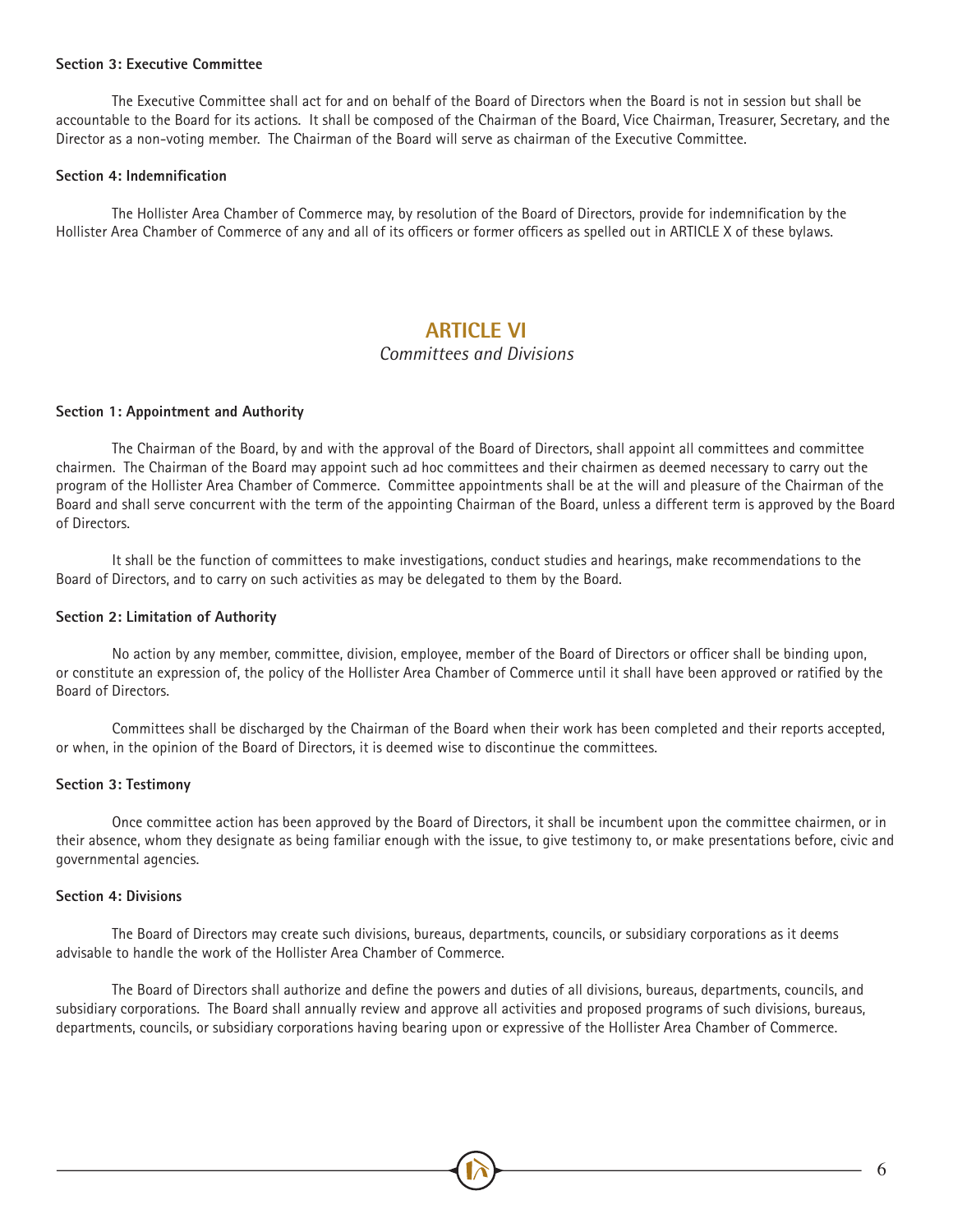**Section 3: Executive Committee**

The Executive Committee shall act for and on behalf of the Board of Directors when the Board is not in session but shall be accountable to the Board for its actions. It shall be composed of the Chairman of the Board, Vice Chairman, Treasurer, Secretary, and the Director as a non-voting member. The Chairman of the Board will serve as chairman of the Executive Committee.

**Section 4: Indemnification**

The Hollister Area Chamber of Commerce may, by resolution of the Board of Directors, provide for indemnification by the Hollister Area Chamber of Commerce of any and all of its officers or former officers as spelled out in ARTICLE X of these bylaws.

## ARTICLE VI

*Committees and Divisions*

**Section 1: Appointment and Authority**

The Chairman of the Board, by and with the approval of the Board of Directors, shall appoint all committees and committee chairmen. The Chairman of the Board may appoint such ad hoc committees and their chairmen as deemed necessary to carry out the program of the Hollister Area Chamber of Commerce. Committee appointments shall be at the will and pleasure of the Chairman of the Board and shall serve concurrent with the term of the appointing Chairman of the Board, unless a different term is approved by the Board of Directors.

It shall be the function of committees to make investigations, conduct studies and hearings, make recommendations to the Board of Directors, and to carry on such activities as may be delegated to them by the Board.

**Section 2: Limitation of Authority**

No action by any member, committee, division, employee, member of the Board of Directors or officer shall be binding upon, or constitute an expression of, the policy of the Hollister Area Chamber of Commerce until it shall have been approved or ratified by the Board of Directors.

Committees shall be discharged by the Chairman of the Board when their work has been completed and their reports accepted, or when, in the opinion of the Board of Directors, it is deemed wise to discontinue the committees.

**Section 3: Testimony**

Once committee action has been approved by the Board of Directors, it shall be incumbent upon the committee chairmen, or in their absence, whom they designate as being familiar enough with the issue, to give testimony to, or make presentations before, civic and governmental agencies.

**Section 4: Divisions**

The Board of Directors may create such divisions, bureaus, departments, councils, or subsidiary corporations as it deems advisable to handle the work of the Hollister Area Chamber of Commerce.

The Board of Directors shall authorize and define the powers and duties of all divisions, bureaus, departments, councils, and subsidiary corporations. The Board shall annually review and approve all activities and proposed programs of such divisions, bureaus, departments, councils, or subsidiary corporations having bearing upon or expressive of the Hollister Area Chamber of Commerce.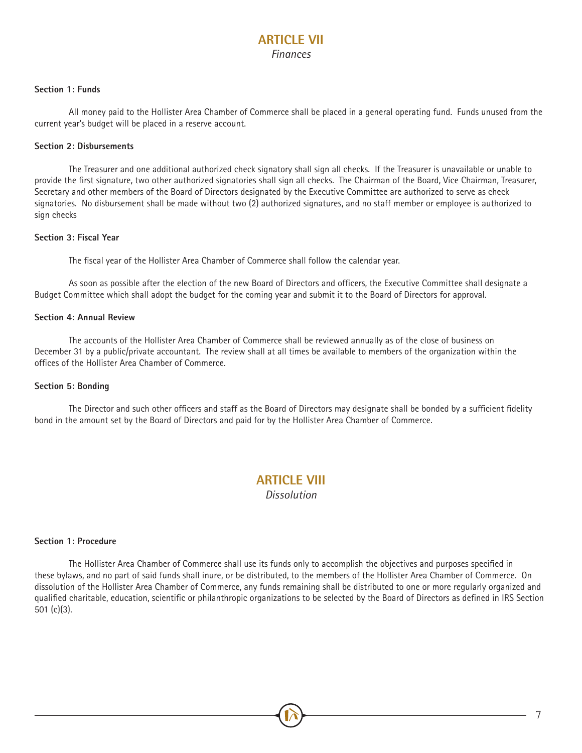## ARTICLE VII
*Finances*

**Section 1: Funds**

All money paid to the Hollister Area Chamber of Commerce shall be placed in a general operating fund. Funds unused from the current year's budget will be placed in a reserve account.

**Section 2: Disbursements**

The Treasurer and one additional authorized check signatory shall sign all checks. If the Treasurer is unavailable or unable to provide the first signature, two other authorized signatories shall sign all checks. The Chairman of the Board, Vice Chairman, Treasurer, Secretary and other members of the Board of Directors designated by the Executive Committee are authorized to serve as check signatories. No disbursement shall be made without two (2) authorized signatures, and no staff member or employee is authorized to sign checks

**Section 3: Fiscal Year**

The fiscal year of the Hollister Area Chamber of Commerce shall follow the calendar year.

As soon as possible after the election of the new Board of Directors and officers, the Executive Committee shall designate a Budget Committee which shall adopt the budget for the coming year and submit it to the Board of Directors for approval.

**Section 4: Annual Review**

The accounts of the Hollister Area Chamber of Commerce shall be reviewed annually as of the close of business on December 31 by a public/private accountant. The review shall at all times be available to members of the organization within the offices of the Hollister Area Chamber of Commerce.

**Section 5: Bonding**

The Director and such other officers and staff as the Board of Directors may designate shall be bonded by a sufficient fidelity bond in the amount set by the Board of Directors and paid for by the Hollister Area Chamber of Commerce.

## ARTICLE VIII
*Dissolution*

**Section 1: Procedure**

The Hollister Area Chamber of Commerce shall use its funds only to accomplish the objectives and purposes specified in these bylaws, and no part of said funds shall inure, or be distributed, to the members of the Hollister Area Chamber of Commerce. On dissolution of the Hollister Area Chamber of Commerce, any funds remaining shall be distributed to one or more regularly organized and qualified charitable, education, scientific or philanthropic organizations to be selected by the Board of Directors as defined in IRS Section 501 (c)(3).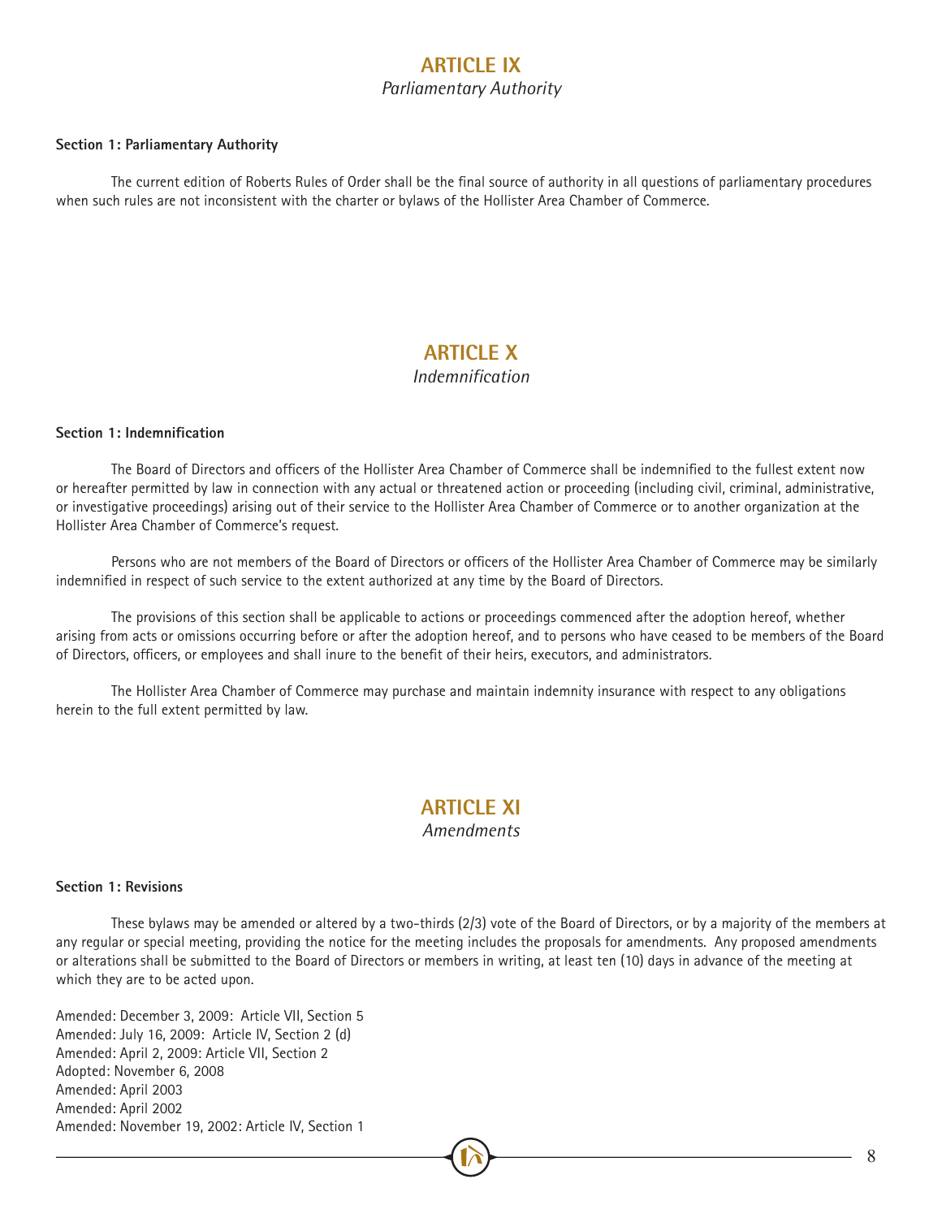# ARTICLE IX

*Parliamentary Authority*

**Section 1: Parliamentary Authority**

The current edition of Roberts Rules of Order shall be the final source of authority in all questions of parliamentary procedures when such rules are not inconsistent with the charter or bylaws of the Hollister Area Chamber of Commerce.

# ARTICLE X

*Indemnification*

**Section 1: Indemnification**

The Board of Directors and officers of the Hollister Area Chamber of Commerce shall be indemnified to the fullest extent now or hereafter permitted by law in connection with any actual or threatened action or proceeding (including civil, criminal, administrative, or investigative proceedings) arising out of their service to the Hollister Area Chamber of Commerce or to another organization at the Hollister Area Chamber of Commerce's request.

Persons who are not members of the Board of Directors or officers of the Hollister Area Chamber of Commerce may be similarly indemnified in respect of such service to the extent authorized at any time by the Board of Directors.

The provisions of this section shall be applicable to actions or proceedings commenced after the adoption hereof, whether arising from acts or omissions occurring before or after the adoption hereof, and to persons who have ceased to be members of the Board of Directors, officers, or employees and shall inure to the benefit of their heirs, executors, and administrators.

The Hollister Area Chamber of Commerce may purchase and maintain indemnity insurance with respect to any obligations herein to the full extent permitted by law.

# ARTICLE XI

*Amendments*

**Section 1: Revisions**

These bylaws may be amended or altered by a two-thirds (2/3) vote of the Board of Directors, or by a majority of the members at any regular or special meeting, providing the notice for the meeting includes the proposals for amendments. Any proposed amendments or alterations shall be submitted to the Board of Directors or members in writing, at least ten (10) days in advance of the meeting at which they are to be acted upon.

Amended: December 3, 2009: Article VII, Section 5
Amended: July 16, 2009: Article IV, Section 2 (d)
Amended: April 2, 2009: Article VII, Section 2
Adopted: November 6, 2008
Amended: April 2003
Amended: April 2002
Amended: November 19, 2002: Article IV, Section 1